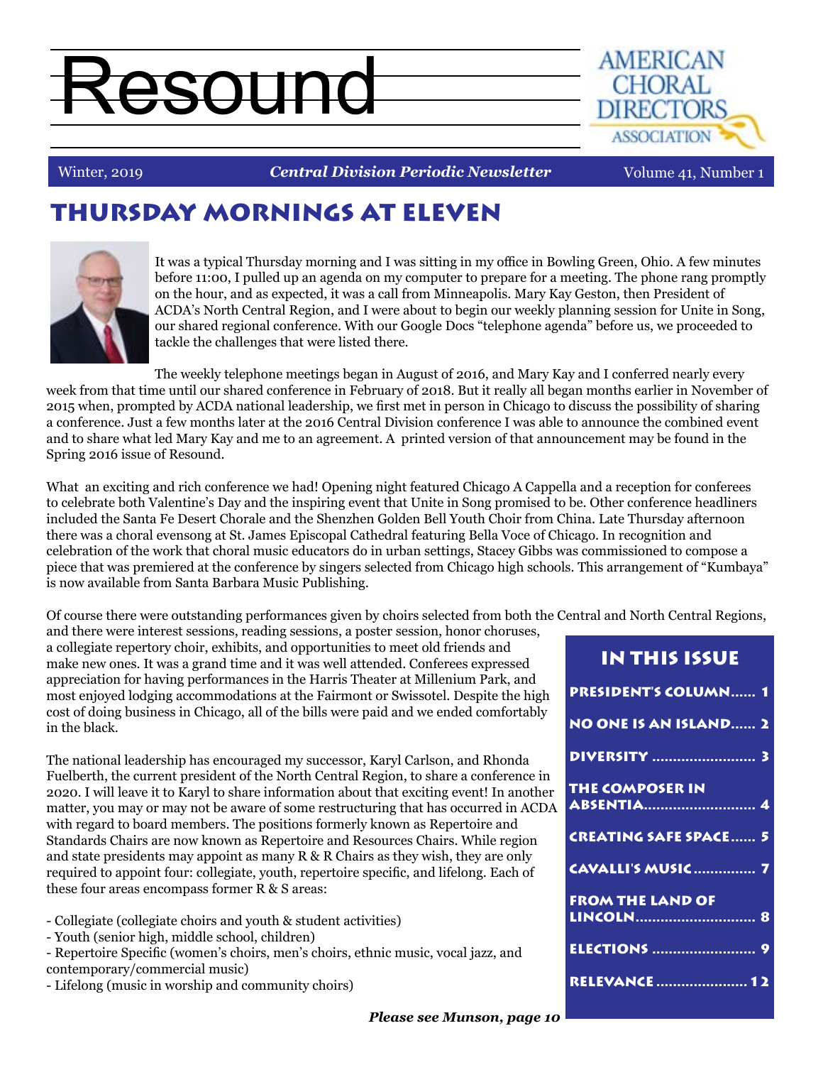# Resound

Winter, 2019 — *Central Division Periodic Newsletter* — Volume 41, Number 1

## Thursday Mornings at Eleven

It was a typical Thursday morning and I was sitting in my office in Bowling Green, Ohio. A few minutes before 11:00, I pulled up an agenda on my computer to prepare for a meeting. The phone rang promptly on the hour, and as expected, it was a call from Minneapolis. Mary Kay Geston, then President of ACDA's North Central Region, and I were about to begin our weekly planning session for Unite in Song, our shared regional conference. With our Google Docs "telephone agenda" before us, we proceeded to tackle the challenges that were listed there.

The weekly telephone meetings began in August of 2016, and Mary Kay and I conferred nearly every week from that time until our shared conference in February of 2018. But it really all began months earlier in November of 2015 when, prompted by ACDA national leadership, we first met in person in Chicago to discuss the possibility of sharing a conference. Just a few months later at the 2016 Central Division conference I was able to announce the combined event and to share what led Mary Kay and me to an agreement. A printed version of that announcement may be found in the Spring 2016 issue of Resound.

What an exciting and rich conference we had! Opening night featured Chicago A Cappella and a reception for conferees to celebrate both Valentine's Day and the inspiring event that Unite in Song promised to be. Other conference headliners included the Santa Fe Desert Chorale and the Shenzhen Golden Bell Youth Choir from China. Late Thursday afternoon there was a choral evensong at St. James Episcopal Cathedral featuring Bella Voce of Chicago. In recognition and celebration of the work that choral music educators do in urban settings, Stacey Gibbs was commissioned to compose a piece that was premiered at the conference by singers selected from Chicago high schools. This arrangement of "Kumbaya" is now available from Santa Barbara Music Publishing.

Of course there were outstanding performances given by choirs selected from both the Central and North Central Regions, and there were interest sessions, reading sessions, a poster session, honor choruses, a collegiate repertory choir, exhibits, and opportunities to meet old friends and make new ones. It was a grand time and it was well attended. Conferees expressed appreciation for having performances in the Harris Theater at Millenium Park, and most enjoyed lodging accommodations at the Fairmont or Swissotel. Despite the high cost of doing business in Chicago, all of the bills were paid and we ended comfortably in the black.

The national leadership has encouraged my successor, Karyl Carlson, and Rhonda Fuelberth, the current president of the North Central Region, to share a conference in 2020. I will leave it to Karyl to share information about that exciting event! In another matter, you may or may not be aware of some restructuring that has occurred in ACDA with regard to board members. The positions formerly known as Repertoire and Standards Chairs are now known as Repertoire and Resources Chairs. While region and state presidents may appoint as many R & R Chairs as they wish, they are only required to appoint four: collegiate, youth, repertoire specific, and lifelong. Each of these four areas encompass former R & S areas:

- Collegiate (collegiate choirs and youth & student activities)
- Youth (senior high, middle school, children)
- Repertoire Specific (women's choirs, men's choirs, ethnic music, vocal jazz, and contemporary/commercial music)
- Lifelong (music in worship and community choirs)

***Please see Munson, page 10***

### In This Issue

- President's Column...... 1
- No One Is An Island...... 2
- Diversity ...... 3
- The Composer in Absentia...... 4
- Creating Safe Space...... 5
- Cavalli's Music...... 7
- From the Land of Lincoln...... 8
- Elections ...... 9
- Relevance...... 12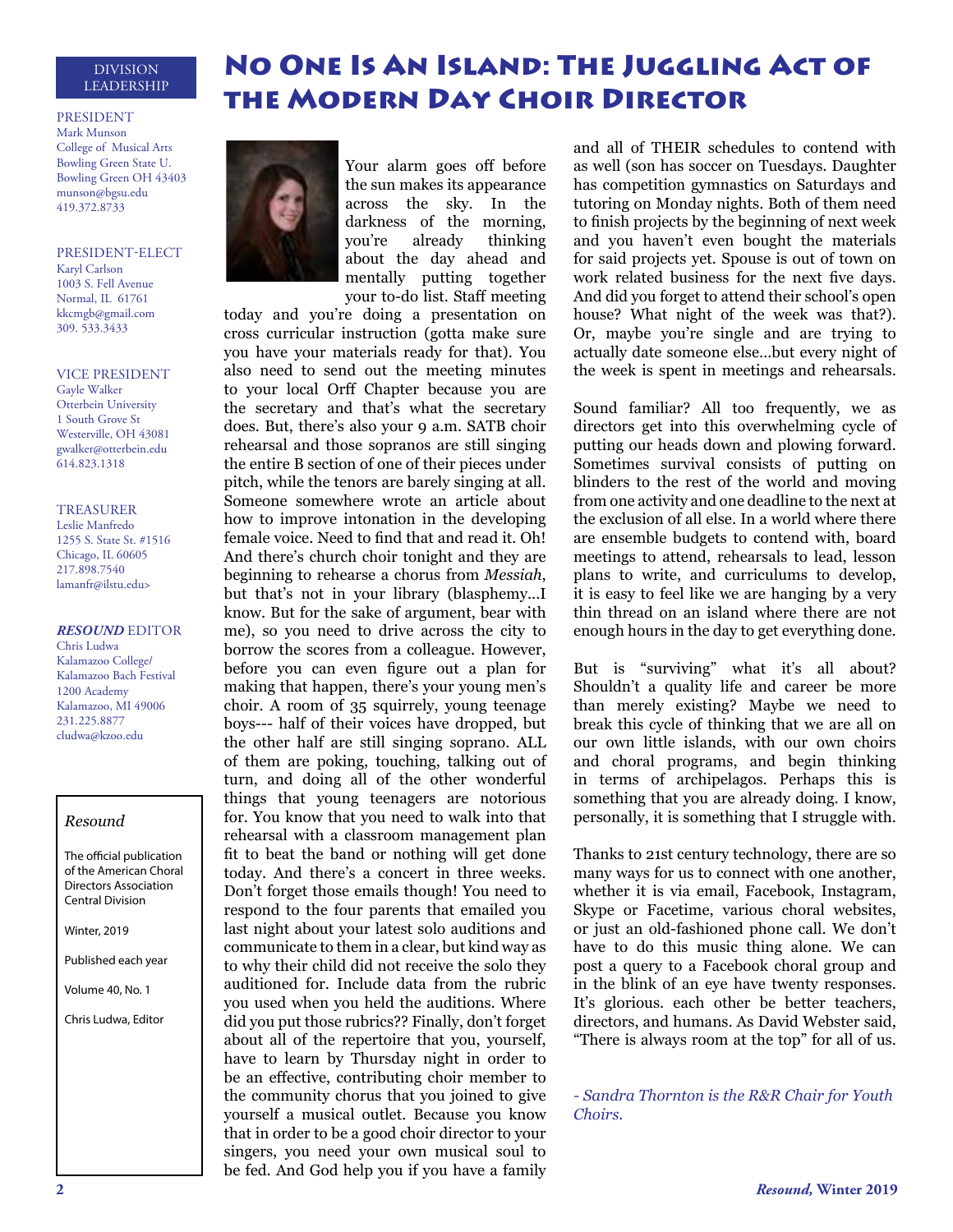# No One Is An Island: The Juggling Act of the Modern Day Choir Director

Your alarm goes off before the sun makes its appearance across the sky. In the darkness of the morning, you're already thinking about the day ahead and mentally putting together your to-do list. Staff meeting today and you're doing a presentation on cross curricular instruction (gotta make sure you have your materials ready for that). You also need to send out the meeting minutes to your local Orff Chapter because you are the secretary and that's what the secretary does. But, there's also your 9 a.m. SATB choir rehearsal and those sopranos are still singing the entire B section of one of their pieces under pitch, while the tenors are barely singing at all. Someone somewhere wrote an article about how to improve intonation in the developing female voice. Need to find that and read it. Oh! And there's church choir tonight and they are beginning to rehearse a chorus from *Messiah*, but that's not in your library (blasphemy...I know. But for the sake of argument, bear with me), so you need to drive across the city to borrow the scores from a colleague. However, before you can even figure out a plan for making that happen, there's your young men's choir. A room of 35 squirrely, young teenage boys--- half of their voices have dropped, but the other half are still singing soprano. ALL of them are poking, touching, talking out of turn, and doing all of the other wonderful things that young teenagers are notorious for. You know that you need to walk into that rehearsal with a classroom management plan fit to beat the band or nothing will get done today. And there's a concert in three weeks. Don't forget those emails though! You need to respond to the four parents that emailed you last night about your latest solo auditions and communicate to them in a clear, but kind way as to why their child did not receive the solo they auditioned for. Include data from the rubric you used when you held the auditions. Where did you put those rubrics?? Finally, don't forget about all of the repertoire that you, yourself, have to learn by Thursday night in order to be an effective, contributing choir member to the community chorus that you joined to give yourself a musical outlet. Because you know that in order to be a good choir director to your singers, you need your own musical soul to be fed. And God help you if you have a family and all of THEIR schedules to contend with as well (son has soccer on Tuesdays. Daughter has competition gymnastics on Saturdays and tutoring on Monday nights. Both of them need to finish projects by the beginning of next week and you haven't even bought the materials for said projects yet. Spouse is out of town on work related business for the next five days. And did you forget to attend their school's open house? What night of the week was that?). Or, maybe you're single and are trying to actually date someone else...but every night of the week is spent in meetings and rehearsals.

Sound familiar? All too frequently, we as directors get into this overwhelming cycle of putting our heads down and plowing forward. Sometimes survival consists of putting on blinders to the rest of the world and moving from one activity and one deadline to the next at the exclusion of all else. In a world where there are ensemble budgets to contend with, board meetings to attend, rehearsals to lead, lesson plans to write, and curriculums to develop, it is easy to feel like we are hanging by a very thin thread on an island where there are not enough hours in the day to get everything done.

But is "surviving" what it's all about? Shouldn't a quality life and career be more than merely existing? Maybe we need to break this cycle of thinking that we are all on our own little islands, with our own choirs and choral programs, and begin thinking in terms of archipelagos. Perhaps this is something that you are already doing. I know, personally, it is something that I struggle with.

Thanks to 21st century technology, there are so many ways for us to connect with one another, whether it is via email, Facebook, Instagram, Skype or Facetime, various choral websites, or just an old-fashioned phone call. We don't have to do this music thing alone. We can post a query to a Facebook choral group and in the blink of an eye have twenty responses. It's glorious. each other be better teachers, directors, and humans. As David Webster said, "There is always room at the top" for all of us.

*- Sandra Thornton is the R&R Chair for Youth Choirs.*

---

## Division Leadership

**PRESIDENT**
Mark Munson
College of Musical Arts
Bowling Green State U.
Bowling Green OH 43403
munson@bgsu.edu
419.372.8733

**PRESIDENT-ELECT**
Karyl Carlson
1003 S. Fell Avenue
Normal, IL 61761
kkcmgb@gmail.com
309. 533.3433

**VICE PRESIDENT**
Gayle Walker
Otterbein University
1 South Grove St
Westerville, OH 43081
gwalker@otterbein.edu
614.823.1318

**TREASURER**
Leslie Manfredo
1255 S. State St. #1516
Chicago, IL 60605
217.898.7540
lamanfr@ilstu.edu>

***RESOUND* EDITOR**
Chris Ludwa
Kalamazoo College/
Kalamazoo Bach Festival
1200 Academy
Kalamazoo, MI 49006
231.225.8877
cludwa@kzoo.edu

*Resound*

The official publication of the American Choral Directors Association Central Division

Winter, 2019

Published each year

Volume 40, No. 1

Chris Ludwa, Editor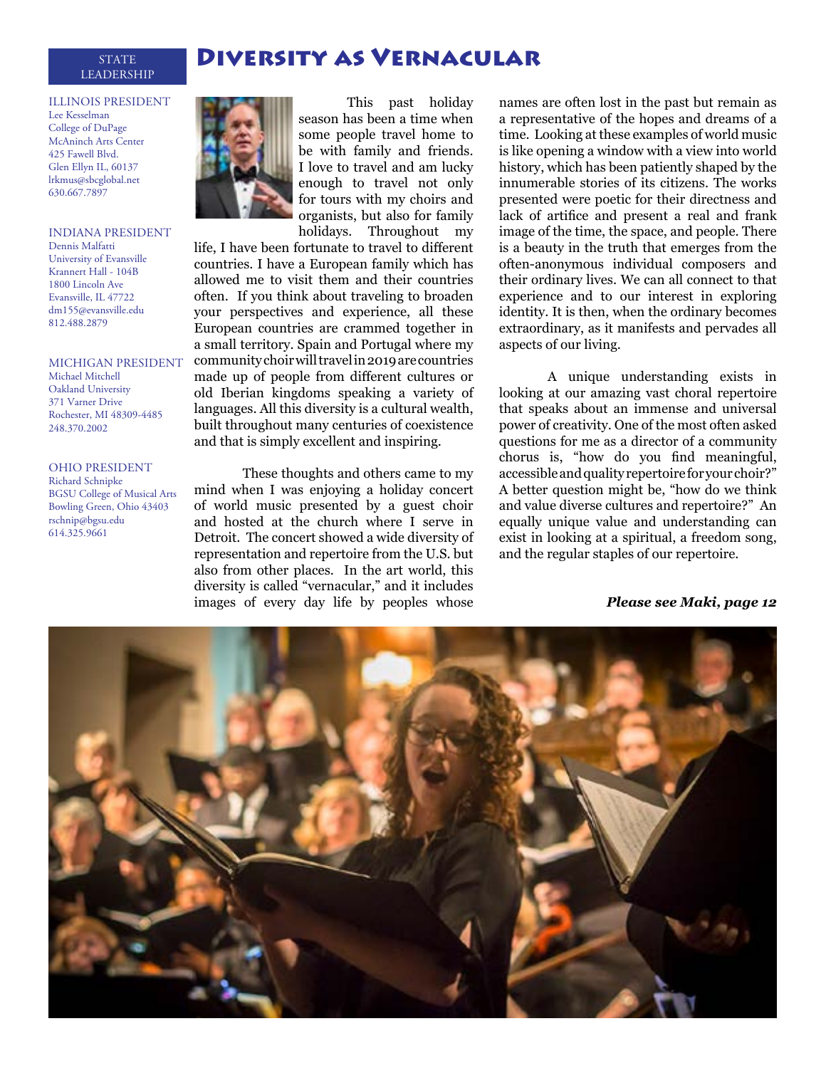# Diversity as Vernacular

STATE LEADERSHIP

ILLINOIS PRESIDENT
Lee Kesselman
College of DuPage
McAninch Arts Center
425 Fawell Blvd.
Glen Ellyn IL, 60137
lrkmus@sbcglobal.net
630.667.7897

INDIANA PRESIDENT
Dennis Malfatti
University of Evansville
Krannert Hall - 104B
1800 Lincoln Ave
Evansville, IL 47722
dm155@evansville.edu
812.488.2879

MICHIGAN PRESIDENT
Michael Mitchell
Oakland University
371 Varner Drive
Rochester, MI 48309-4485
248.370.2002

OHIO PRESIDENT
Richard Schnipke
BGSU College of Musical Arts
Bowling Green, Ohio 43403
rschnip@bgsu.edu
614.325.9661

This past holiday season has been a time when some people travel home to be with family and friends. I love to travel and am lucky enough to travel not only for tours with my choirs and organists, but also for family holidays. Throughout my life, I have been fortunate to travel to different countries. I have a European family which has allowed me to visit them and their countries often. If you think about traveling to broaden your perspectives and experience, all these European countries are crammed together in a small territory. Spain and Portugal where my community choir will travel in 2019 are countries made up of people from different cultures or old Iberian kingdoms speaking a variety of languages. All this diversity is a cultural wealth, built throughout many centuries of coexistence and that is simply excellent and inspiring.

These thoughts and others came to my mind when I was enjoying a holiday concert of world music presented by a guest choir and hosted at the church where I serve in Detroit. The concert showed a wide diversity of representation and repertoire from the U.S. but also from other places. In the art world, this diversity is called "vernacular," and it includes images of every day life by peoples whose names are often lost in the past but remain as a representative of the hopes and dreams of a time. Looking at these examples of world music is like opening a window with a view into world history, which has been patiently shaped by the innumerable stories of its citizens. The works presented were poetic for their directness and lack of artifice and present a real and frank image of the time, the space, and people. There is a beauty in the truth that emerges from the often-anonymous individual composers and their ordinary lives. We can all connect to that experience and to our interest in exploring identity. It is then, when the ordinary becomes extraordinary, as it manifests and pervades all aspects of our living.

A unique understanding exists in looking at our amazing vast choral repertoire that speaks about an immense and universal power of creativity. One of the most often asked questions for me as a director of a community chorus is, "how do you find meaningful, accessible and quality repertoire for your choir?" A better question might be, "how do we think and value diverse cultures and repertoire?" An equally unique value and understanding can exist in looking at a spiritual, a freedom song, and the regular staples of our repertoire.

***Please see Maki, page 12***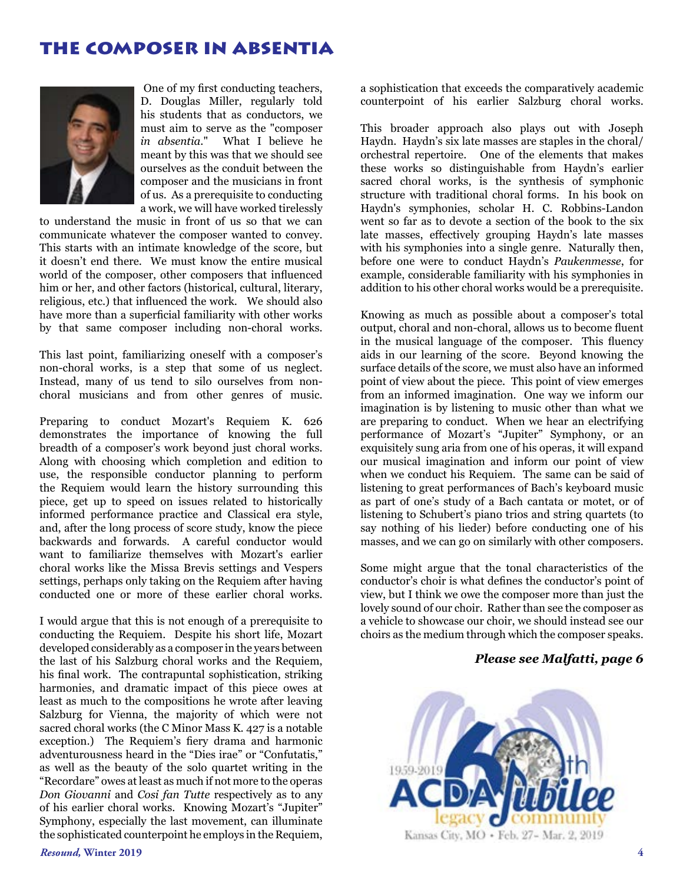# THE COMPOSER IN ABSENTIA

One of my first conducting teachers, D. Douglas Miller, regularly told his students that as conductors, we must aim to serve as the "composer *in absentia*." What I believe he meant by this was that we should see ourselves as the conduit between the composer and the musicians in front of us. As a prerequisite to conducting a work, we will have worked tirelessly to understand the music in front of us so that we can communicate whatever the composer wanted to convey. This starts with an intimate knowledge of the score, but it doesn't end there. We must know the entire musical world of the composer, other composers that influenced him or her, and other factors (historical, cultural, literary, religious, etc.) that influenced the work. We should also have more than a superficial familiarity with other works by that same composer including non-choral works.

This last point, familiarizing oneself with a composer's non-choral works, is a step that some of us neglect. Instead, many of us tend to silo ourselves from non-choral musicians and from other genres of music.

Preparing to conduct Mozart's Requiem K. 626 demonstrates the importance of knowing the full breadth of a composer's work beyond just choral works. Along with choosing which completion and edition to use, the responsible conductor planning to perform the Requiem would learn the history surrounding this piece, get up to speed on issues related to historically informed performance practice and Classical era style, and, after the long process of score study, know the piece backwards and forwards. A careful conductor would want to familiarize themselves with Mozart's earlier choral works like the Missa Brevis settings and Vespers settings, perhaps only taking on the Requiem after having conducted one or more of these earlier choral works.

I would argue that this is not enough of a prerequisite to conducting the Requiem. Despite his short life, Mozart developed considerably as a composer in the years between the last of his Salzburg choral works and the Requiem, his final work. The contrapuntal sophistication, striking harmonies, and dramatic impact of this piece owes at least as much to the compositions he wrote after leaving Salzburg for Vienna, the majority of which were not sacred choral works (the C Minor Mass K. 427 is a notable exception.) The Requiem's fiery drama and harmonic adventurousness heard in the "Dies irae" or "Confutatis," as well as the beauty of the solo quartet writing in the "Recordare" owes at least as much if not more to the operas *Don Giovanni* and *Cosi fan Tutte* respectively as to any of his earlier choral works. Knowing Mozart's "Jupiter" Symphony, especially the last movement, can illuminate the sophisticated counterpoint he employs in the Requiem, a sophistication that exceeds the comparatively academic counterpoint of his earlier Salzburg choral works.

This broader approach also plays out with Joseph Haydn. Haydn's six late masses are staples in the choral/orchestral repertoire. One of the elements that makes these works so distinguishable from Haydn's earlier sacred choral works, is the synthesis of symphonic structure with traditional choral forms. In his book on Haydn's symphonies, scholar H. C. Robbins-Landon went so far as to devote a section of the book to the six late masses, effectively grouping Haydn's late masses with his symphonies into a single genre. Naturally then, before one were to conduct Haydn's *Paukenmesse*, for example, considerable familiarity with his symphonies in addition to his other choral works would be a prerequisite.

Knowing as much as possible about a composer's total output, choral and non-choral, allows us to become fluent in the musical language of the composer. This fluency aids in our learning of the score. Beyond knowing the surface details of the score, we must also have an informed point of view about the piece. This point of view emerges from an informed imagination. One way we inform our imagination is by listening to music other than what we are preparing to conduct. When we hear an electrifying performance of Mozart's "Jupiter" Symphony, or an exquisitely sung aria from one of his operas, it will expand our musical imagination and inform our point of view when we conduct his Requiem. The same can be said of listening to great performances of Bach's keyboard music as part of one's study of a Bach cantata or motet, or of listening to Schubert's piano trios and string quartets (to say nothing of his lieder) before conducting one of his masses, and we can go on similarly with other composers.

Some might argue that the tonal characteristics of the conductor's choir is what defines the conductor's point of view, but I think we owe the composer more than just the lovely sound of our choir. Rather than see the composer as a vehicle to showcase our choir, we should instead see our choirs as the medium through which the composer speaks.

***Please see Malfatti, page 6***

1959-2019 60th ACDA Jubilee legacy community

Kansas City, MO • Feb. 27– Mar. 2, 2019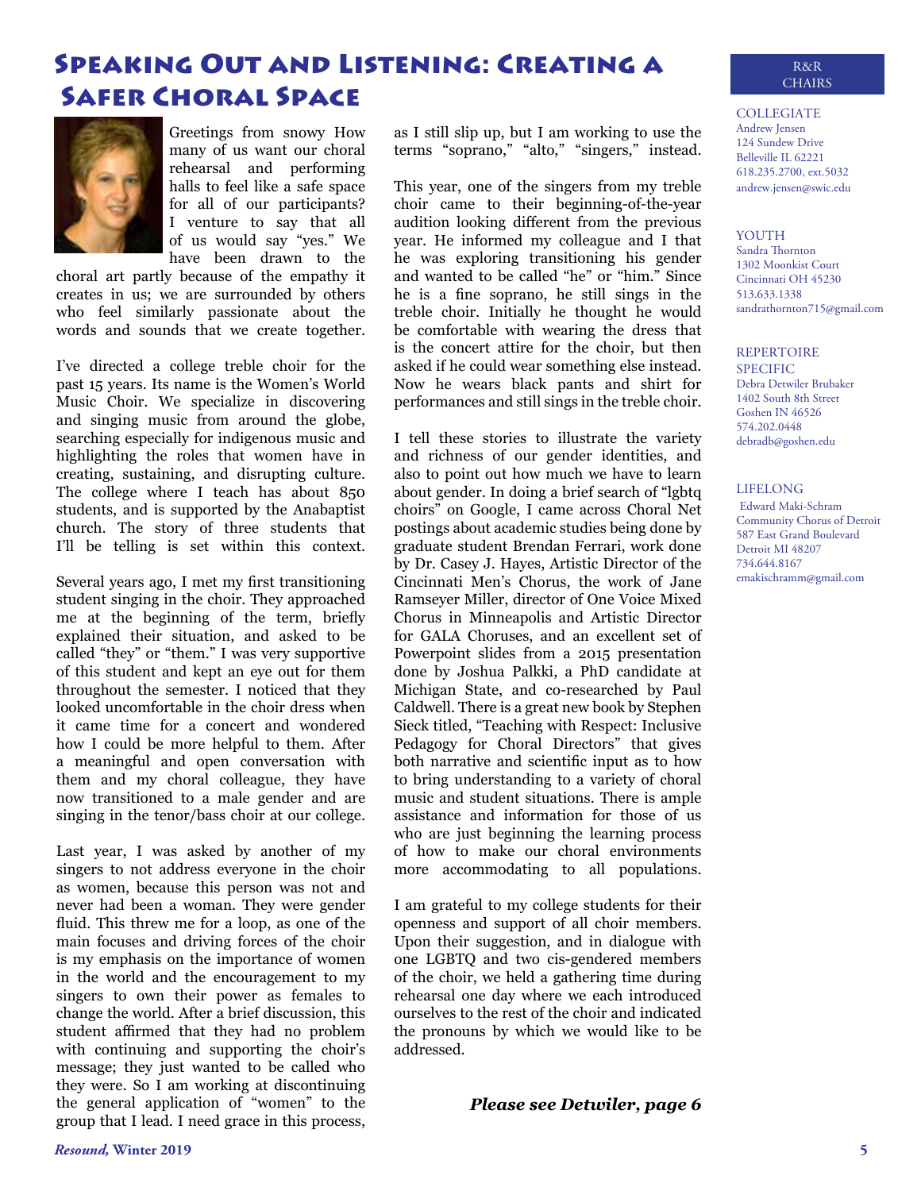# Speaking Out and Listening: Creating a Safer Choral Space

Greetings from snowy How many of us want our choral rehearsal and performing halls to feel like a safe space for all of our participants? I venture to say that all of us would say "yes." We have been drawn to the choral art partly because of the empathy it creates in us; we are surrounded by others who feel similarly passionate about the words and sounds that we create together.

I've directed a college treble choir for the past 15 years. Its name is the Women's World Music Choir. We specialize in discovering and singing music from around the globe, searching especially for indigenous music and highlighting the roles that women have in creating, sustaining, and disrupting culture. The college where I teach has about 850 students, and is supported by the Anabaptist church. The story of three students that I'll be telling is set within this context.

Several years ago, I met my first transitioning student singing in the choir. They approached me at the beginning of the term, briefly explained their situation, and asked to be called "they" or "them." I was very supportive of this student and kept an eye out for them throughout the semester. I noticed that they looked uncomfortable in the choir dress when it came time for a concert and wondered how I could be more helpful to them. After a meaningful and open conversation with them and my choral colleague, they have now transitioned to a male gender and are singing in the tenor/bass choir at our college.

Last year, I was asked by another of my singers to not address everyone in the choir as women, because this person was not and never had been a woman. They were gender fluid. This threw me for a loop, as one of the main focuses and driving forces of the choir is my emphasis on the importance of women in the world and the encouragement to my singers to own their power as females to change the world. After a brief discussion, this student affirmed that they had no problem with continuing and supporting the choir's message; they just wanted to be called who they were. So I am working at discontinuing the general application of "women" to the group that I lead. I need grace in this process, as I still slip up, but I am working to use the terms "soprano," "alto," "singers," instead.

This year, one of the singers from my treble choir came to their beginning-of-the-year audition looking different from the previous year. He informed my colleague and I that he was exploring transitioning his gender and wanted to be called "he" or "him." Since he is a fine soprano, he still sings in the treble choir. Initially he thought he would be comfortable with wearing the dress that is the concert attire for the choir, but then asked if he could wear something else instead. Now he wears black pants and shirt for performances and still sings in the treble choir.

I tell these stories to illustrate the variety and richness of our gender identities, and also to point out how much we have to learn about gender. In doing a brief search of "lgbtq choirs" on Google, I came across Choral Net postings about academic studies being done by graduate student Brendan Ferrari, work done by Dr. Casey J. Hayes, Artistic Director of the Cincinnati Men's Chorus, the work of Jane Ramseyer Miller, director of One Voice Mixed Chorus in Minneapolis and Artistic Director for GALA Choruses, and an excellent set of Powerpoint slides from a 2015 presentation done by Joshua Palkki, a PhD candidate at Michigan State, and co-researched by Paul Caldwell. There is a great new book by Stephen Sieck titled, "Teaching with Respect: Inclusive Pedagogy for Choral Directors" that gives both narrative and scientific input as to how to bring understanding to a variety of choral music and student situations. There is ample assistance and information for those of us who are just beginning the learning process of how to make our choral environments more accommodating to all populations.

I am grateful to my college students for their openness and support of all choir members. Upon their suggestion, and in dialogue with one LGBTQ and two cis-gendered members of the choir, we held a gathering time during rehearsal one day where we each introduced ourselves to the rest of the choir and indicated the pronouns by which we would like to be addressed.

***Please see Detwiler, page 6***

## R&R CHAIRS

COLLEGIATE
Andrew Jensen
124 Sundew Drive
Belleville IL 62221
618.235.2700, ext.5032
andrew.jensen@swic.edu

YOUTH
Sandra Thornton
1302 Moonkist Court
Cincinnati OH 45230
513.633.1338
sandrathornton715@gmail.com

REPERTOIRE SPECIFIC
Debra Detwiler Brubaker
1402 South 8th Street
Goshen IN 46526
574.202.0448
debradb@goshen.edu

LIFELONG
Edward Maki-Schram
Community Chorus of Detroit
587 East Grand Boulevard
Detroit MI 48207
734.644.8167
emakischramm@gmail.com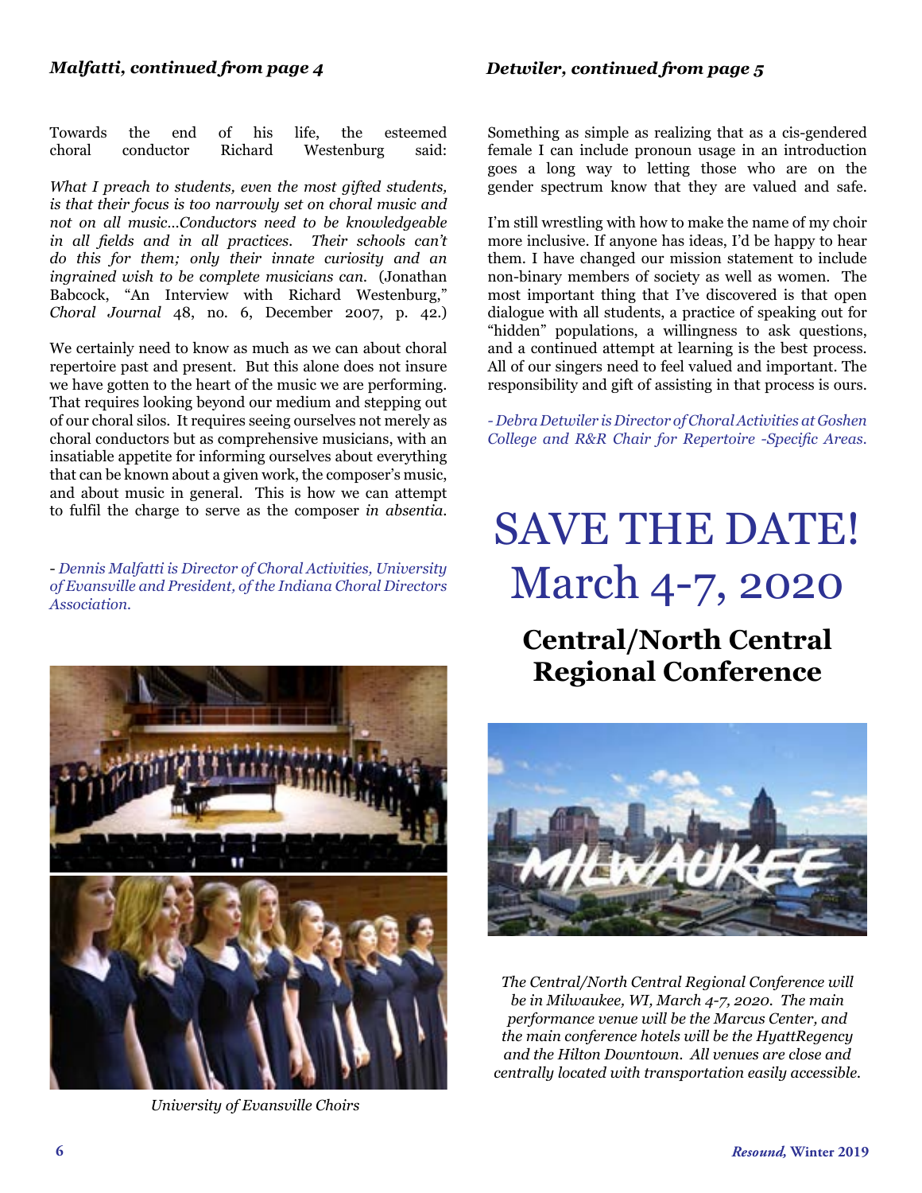### *Malfatti, continued from page 4*

Towards the end of his life, the esteemed choral conductor Richard Westenburg said:

*What I preach to students, even the most gifted students, is that their focus is too narrowly set on choral music and not on all music…Conductors need to be knowledgeable in all fields and in all practices. Their schools can't do this for them; only their innate curiosity and an ingrained wish to be complete musicians can.* (Jonathan Babcock, "An Interview with Richard Westenburg," *Choral Journal* 48, no. 6, December 2007, p. 42.)

We certainly need to know as much as we can about choral repertoire past and present. But this alone does not insure we have gotten to the heart of the music we are performing. That requires looking beyond our medium and stepping out of our choral silos. It requires seeing ourselves not merely as choral conductors but as comprehensive musicians, with an insatiable appetite for informing ourselves about everything that can be known about a given work, the composer's music, and about music in general. This is how we can attempt to fulfil the charge to serve as the composer *in absentia*.

- *Dennis Malfatti is Director of Choral Activities, University of Evansville and President, of the Indiana Choral Directors Association.*

University of Evansville Choirs

### *Detwiler, continued from page 5*

Something as simple as realizing that as a cis-gendered female I can include pronoun usage in an introduction goes a long way to letting those who are on the gender spectrum know that they are valued and safe.

I'm still wrestling with how to make the name of my choir more inclusive. If anyone has ideas, I'd be happy to hear them. I have changed our mission statement to include non-binary members of society as well as women. The most important thing that I've discovered is that open dialogue with all students, a practice of speaking out for "hidden" populations, a willingness to ask questions, and a continued attempt at learning is the best process. All of our singers need to feel valued and important. The responsibility and gift of assisting in that process is ours.

*- Debra Detwiler is Director of Choral Activities at Goshen College and R&R Chair for Repertoire -Specific Areas.*

# SAVE THE DATE! March 4-7, 2020

## Central/North Central Regional Conference

*The Central/North Central Regional Conference will be in Milwaukee, WI, March 4-7, 2020. The main performance venue will be the Marcus Center, and the main conference hotels will be the HyattRegency and the Hilton Downtown. All venues are close and centrally located with transportation easily accessible.*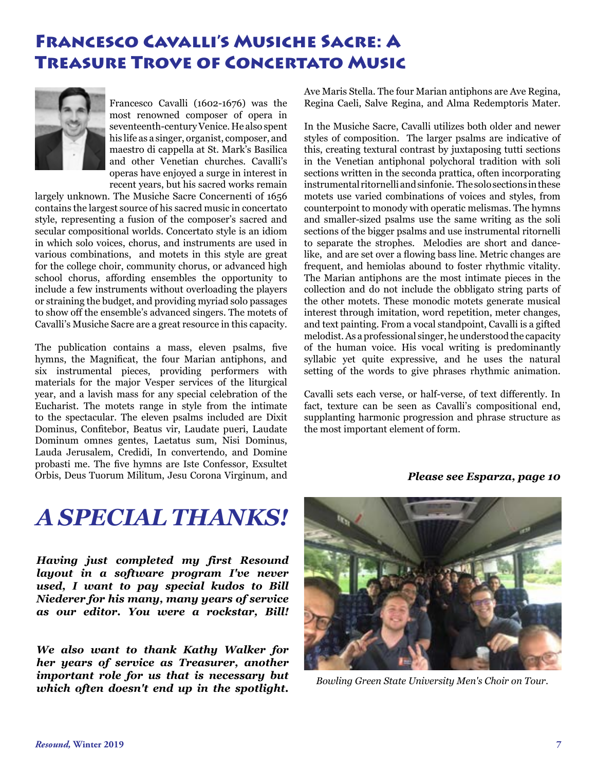# Francesco Cavalli's Musiche Sacre: A Treasure Trove of Concertato Music

Francesco Cavalli (1602-1676) was the most renowned composer of opera in seventeenth-century Venice. He also spent his life as a singer, organist, composer, and maestro di cappella at St. Mark's Basilica and other Venetian churches. Cavalli's operas have enjoyed a surge in interest in recent years, but his sacred works remain largely unknown. The Musiche Sacre Concernenti of 1656 contains the largest source of his sacred music in concertato style, representing a fusion of the composer's sacred and secular compositional worlds. Concertato style is an idiom in which solo voices, chorus, and instruments are used in various combinations, and motets in this style are great for the college choir, community chorus, or advanced high school chorus, affording ensembles the opportunity to include a few instruments without overloading the players or straining the budget, and providing myriad solo passages to show off the ensemble's advanced singers. The motets of Cavalli's Musiche Sacre are a great resource in this capacity.

The publication contains a mass, eleven psalms, five hymns, the Magnificat, the four Marian antiphons, and six instrumental pieces, providing performers with materials for the major Vesper services of the liturgical year, and a lavish mass for any special celebration of the Eucharist. The motets range in style from the intimate to the spectacular. The eleven psalms included are Dixit Dominus, Confitebor, Beatus vir, Laudate pueri, Laudate Dominum omnes gentes, Laetatus sum, Nisi Dominus, Lauda Jerusalem, Credidi, In convertendo, and Domine probasti me. The five hymns are Iste Confessor, Exsultet Orbis, Deus Tuorum Militum, Jesu Corona Virginum, and Ave Maris Stella. The four Marian antiphons are Ave Regina, Regina Caeli, Salve Regina, and Alma Redemptoris Mater.

In the Musiche Sacre, Cavalli utilizes both older and newer styles of composition. The larger psalms are indicative of this, creating textural contrast by juxtaposing tutti sections in the Venetian antiphonal polychoral tradition with soli sections written in the seconda prattica, often incorporating instrumental ritornelli and sinfonie. The solo sections in these motets use varied combinations of voices and styles, from counterpoint to monody with operatic melismas. The hymns and smaller-sized psalms use the same writing as the soli sections of the bigger psalms and use instrumental ritornelli to separate the strophes. Melodies are short and dance-like, and are set over a flowing bass line. Metric changes are frequent, and hemiolas abound to foster rhythmic vitality. The Marian antiphons are the most intimate pieces in the collection and do not include the obbligato string parts of the other motets. These monodic motets generate musical interest through imitation, word repetition, meter changes, and text painting. From a vocal standpoint, Cavalli is a gifted melodist. As a professional singer, he understood the capacity of the human voice. His vocal writing is predominantly syllabic yet quite expressive, and he uses the natural setting of the words to give phrases rhythmic animation.

Cavalli sets each verse, or half-verse, of text differently. In fact, texture can be seen as Cavalli's compositional end, supplanting harmonic progression and phrase structure as the most important element of form.

***Please see Esparza, page 10***

# *A SPECIAL THANKS!*

***Having just completed my first Resound layout in a software program I've never used, I want to pay special kudos to Bill Niederer for his many, many years of service as our editor. You were a rockstar, Bill!***

***We also want to thank Kathy Walker for her years of service as Treasurer, another important role for us that is necessary but which often doesn't end up in the spotlight.***

*Bowling Green State University Men's Choir on Tour.*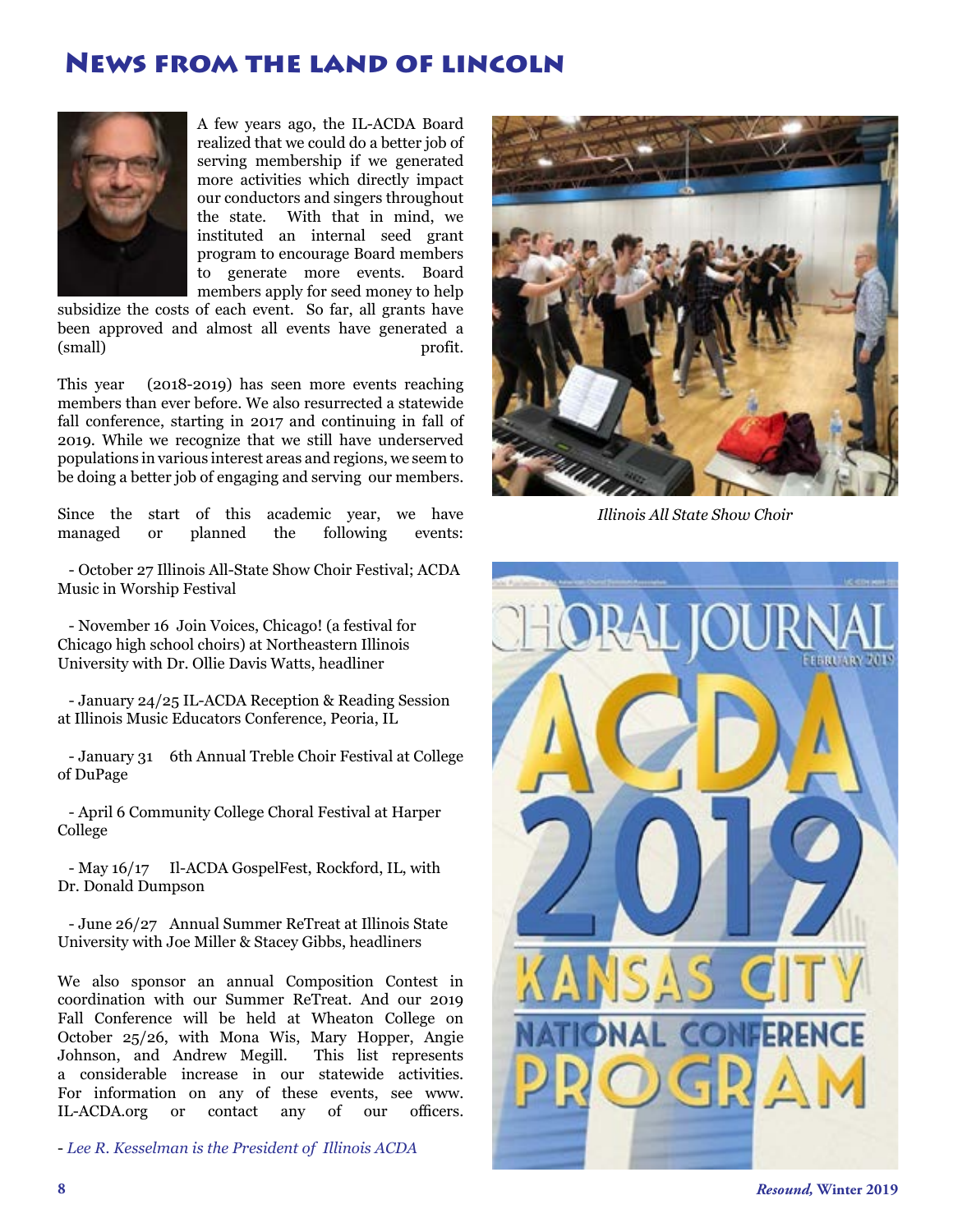# News from the land of lincoln

A few years ago, the IL-ACDA Board realized that we could do a better job of serving membership if we generated more activities which directly impact our conductors and singers throughout the state. With that in mind, we instituted an internal seed grant program to encourage Board members to generate more events. Board members apply for seed money to help subsidize the costs of each event. So far, all grants have been approved and almost all events have generated a (small) profit.

This year (2018-2019) has seen more events reaching members than ever before. We also resurrected a statewide fall conference, starting in 2017 and continuing in fall of 2019. While we recognize that we still have underserved populations in various interest areas and regions, we seem to be doing a better job of engaging and serving our members.

Since the start of this academic year, we have managed or planned the following events:

- October 27 Illinois All-State Show Choir Festival; ACDA Music in Worship Festival
- November 16 Join Voices, Chicago! (a festival for Chicago high school choirs) at Northeastern Illinois University with Dr. Ollie Davis Watts, headliner
- January 24/25 IL-ACDA Reception & Reading Session at Illinois Music Educators Conference, Peoria, IL
- January 31 6th Annual Treble Choir Festival at College of DuPage
- April 6 Community College Choral Festival at Harper College
- May 16/17 Il-ACDA GospelFest, Rockford, IL, with Dr. Donald Dumpson
- June 26/27 Annual Summer ReTreat at Illinois State University with Joe Miller & Stacey Gibbs, headliners

We also sponsor an annual Composition Contest in coordination with our Summer ReTreat. And our 2019 Fall Conference will be held at Wheaton College on October 25/26, with Mona Wis, Mary Hopper, Angie Johnson, and Andrew Megill. This list represents a considerable increase in our statewide activities. For information on any of these events, see www.IL-ACDA.org or contact any of our officers.

- *Lee R. Kesselman is the President of Illinois ACDA*

*Illinois All State Show Choir*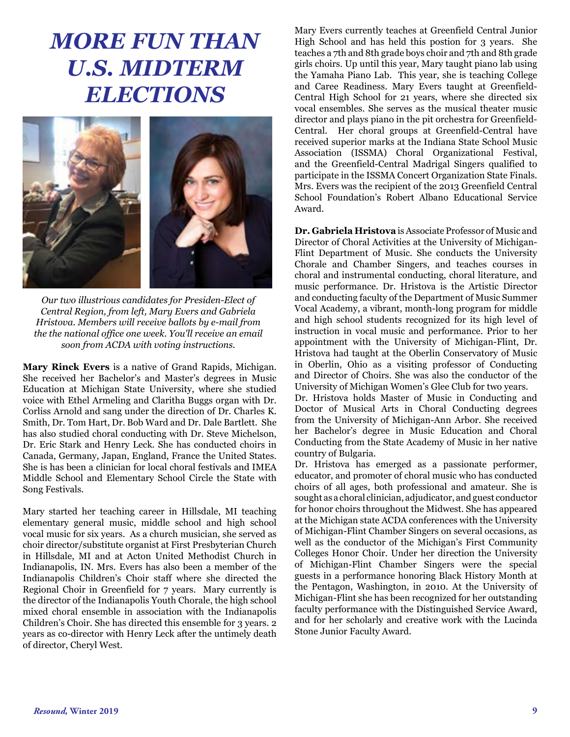# *MORE FUN THAN U.S. MIDTERM ELECTIONS*

*Our two illustrious candidates for Presiden-Elect of Central Region, from left, Mary Evers and Gabriela Hristova. Members will receive ballots by e-mail from the the national office one week. You'll receive an email soon from ACDA with voting instructions.*

**Mary Rinck Evers** is a native of Grand Rapids, Michigan. She received her Bachelor's and Master's degrees in Music Education at Michigan State University, where she studied voice with Ethel Armeling and Claritha Buggs organ with Dr. Corliss Arnold and sang under the direction of Dr. Charles K. Smith, Dr. Tom Hart, Dr. Bob Ward and Dr. Dale Bartlett. She has also studied choral conducting with Dr. Steve Michelson, Dr. Eric Stark and Henry Leck. She has conducted choirs in Canada, Germany, Japan, England, France the United States. She is has been a clinician for local choral festivals and IMEA Middle School and Elementary School Circle the State with Song Festivals.

Mary started her teaching career in Hillsdale, MI teaching elementary general music, middle school and high school vocal music for six years. As a church musician, she served as choir director/substitute organist at First Presbyterian Church in Hillsdale, MI and at Acton United Methodist Church in Indianapolis, IN. Mrs. Evers has also been a member of the Indianapolis Children's Choir staff where she directed the Regional Choir in Greenfield for 7 years. Mary currently is the director of the Indianapolis Youth Chorale, the high school mixed choral ensemble in association with the Indianapolis Children's Choir. She has directed this ensemble for 3 years. 2 years as co-director with Henry Leck after the untimely death of director, Cheryl West.

Mary Evers currently teaches at Greenfield Central Junior High School and has held this postion for 3 years. She teaches a 7th and 8th grade boys choir and 7th and 8th grade girls choirs. Up until this year, Mary taught piano lab using the Yamaha Piano Lab. This year, she is teaching College and Caree Readiness. Mary Evers taught at Greenfield-Central High School for 21 years, where she directed six vocal ensembles. She serves as the musical theater music director and plays piano in the pit orchestra for Greenfield-Central. Her choral groups at Greenfield-Central have received superior marks at the Indiana State School Music Association (ISSMA) Choral Organizational Festival, and the Greenfield-Central Madrigal Singers qualified to participate in the ISSMA Concert Organization State Finals. Mrs. Evers was the recipient of the 2013 Greenfield Central School Foundation's Robert Albano Educational Service Award.

**Dr. Gabriela Hristova** is Associate Professor of Music and Director of Choral Activities at the University of Michigan-Flint Department of Music. She conducts the University Chorale and Chamber Singers, and teaches courses in choral and instrumental conducting, choral literature, and music performance. Dr. Hristova is the Artistic Director and conducting faculty of the Department of Music Summer Vocal Academy, a vibrant, month-long program for middle and high school students recognized for its high level of instruction in vocal music and performance. Prior to her appointment with the University of Michigan-Flint, Dr. Hristova had taught at the Oberlin Conservatory of Music in Oberlin, Ohio as a visiting professor of Conducting and Director of Choirs. She was also the conductor of the University of Michigan Women's Glee Club for two years.

Dr. Hristova holds Master of Music in Conducting and Doctor of Musical Arts in Choral Conducting degrees from the University of Michigan-Ann Arbor. She received her Bachelor's degree in Music Education and Choral Conducting from the State Academy of Music in her native country of Bulgaria.

Dr. Hristova has emerged as a passionate performer, educator, and promoter of choral music who has conducted choirs of all ages, both professional and amateur. She is sought as a choral clinician, adjudicator, and guest conductor for honor choirs throughout the Midwest. She has appeared at the Michigan state ACDA conferences with the University of Michigan-Flint Chamber Singers on several occasions, as well as the conductor of the Michigan's First Community Colleges Honor Choir. Under her direction the University of Michigan-Flint Chamber Singers were the special guests in a performance honoring Black History Month at the Pentagon, Washington, in 2010. At the University of Michigan-Flint she has been recognized for her outstanding faculty performance with the Distinguished Service Award, and for her scholarly and creative work with the Lucinda Stone Junior Faculty Award.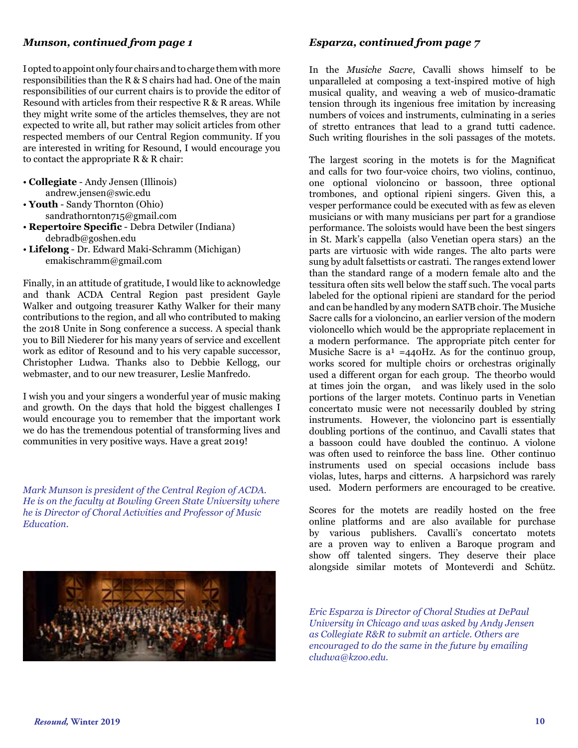### *Munson, continued from page 1*

I opted to appoint only four chairs and to charge them with more responsibilities than the R & S chairs had had. One of the main responsibilities of our current chairs is to provide the editor of Resound with articles from their respective R & R areas. While they might write some of the articles themselves, they are not expected to write all, but rather may solicit articles from other respected members of our Central Region community. If you are interested in writing for Resound, I would encourage you to contact the appropriate R & R chair:

- **Collegiate** - Andy Jensen (Illinois)
  andrew.jensen@swic.edu
- **Youth** - Sandy Thornton (Ohio)
  sandrathornton715@gmail.com
- **Repertoire Specific** - Debra Detwiler (Indiana)
  debradb@goshen.edu
- **Lifelong** - Dr. Edward Maki-Schramm (Michigan)
  emakischramm@gmail.com

Finally, in an attitude of gratitude, I would like to acknowledge and thank ACDA Central Region past president Gayle Walker and outgoing treasurer Kathy Walker for their many contributions to the region, and all who contributed to making the 2018 Unite in Song conference a success. A special thank you to Bill Niederer for his many years of service and excellent work as editor of Resound and to his very capable successor, Christopher Ludwa. Thanks also to Debbie Kellogg, our webmaster, and to our new treasurer, Leslie Manfredo.

I wish you and your singers a wonderful year of music making and growth. On the days that hold the biggest challenges I would encourage you to remember that the important work we do has the tremendous potential of transforming lives and communities in very positive ways. Have a great 2019!

*Mark Munson is president of the Central Region of ACDA. He is on the faculty at Bowling Green State University where he is Director of Choral Activities and Professor of Music Education.*

### *Esparza, continued from page 7*

In the *Musiche Sacre*, Cavalli shows himself to be unparalleled at composing a text-inspired motive of high musical quality, and weaving a web of musico-dramatic tension through its ingenious free imitation by increasing numbers of voices and instruments, culminating in a series of stretto entrances that lead to a grand tutti cadence. Such writing flourishes in the soli passages of the motets.

The largest scoring in the motets is for the Magnificat and calls for two four-voice choirs, two violins, continuo, one optional violoncino or bassoon, three optional trombones, and optional ripieni singers. Given this, a vesper performance could be executed with as few as eleven musicians or with many musicians per part for a grandiose performance. The soloists would have been the best singers in St. Mark's cappella (also Venetian opera stars) an the parts are virtuosic with wide ranges. The alto parts were sung by adult falsettists or castrati. The ranges extend lower than the standard range of a modern female alto and the tessitura often sits well below the staff such. The vocal parts labeled for the optional ripieni are standard for the period and can be handled by any modern SATB choir. The Musiche Sacre calls for a violoncino, an earlier version of the modern violoncello which would be the appropriate replacement in a modern performance. The appropriate pitch center for Musiche Sacre is $a^1$ =440Hz. As for the continuo group, works scored for multiple choirs or orchestras originally used a different organ for each group. The theorbo would at times join the organ, and was likely used in the solo portions of the larger motets. Continuo parts in Venetian concertato music were not necessarily doubled by string instruments. However, the violoncino part is essentially doubling portions of the continuo, and Cavalli states that a bassoon could have doubled the continuo. A violone was often used to reinforce the bass line. Other continuo instruments used on special occasions include bass violas, lutes, harps and citterns. A harpsichord was rarely used. Modern performers are encouraged to be creative.

Scores for the motets are readily hosted on the free online platforms and are also available for purchase by various publishers. Cavalli's concertato motets are a proven way to enliven a Baroque program and show off talented singers. They deserve their place alongside similar motets of Monteverdi and Schütz.

*Eric Esparza is Director of Choral Studies at DePaul University in Chicago and was asked by Andy Jensen as Collegiate R&R to submit an article. Others are encouraged to do the same in the future by emailing cludwa@kzoo.edu.*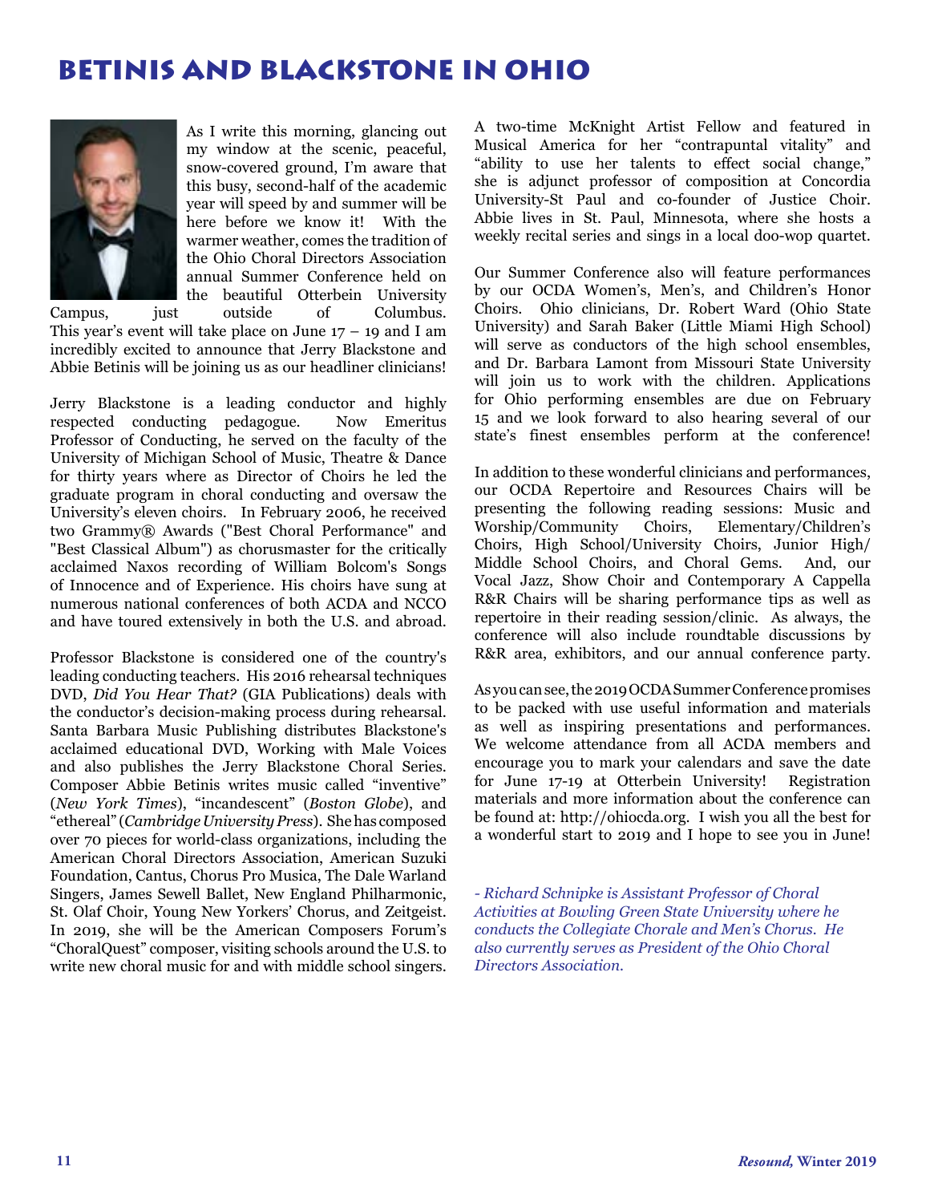# Betinis and Blackstone in Ohio

As I write this morning, glancing out my window at the scenic, peaceful, snow-covered ground, I'm aware that this busy, second-half of the academic year will speed by and summer will be here before we know it! With the warmer weather, comes the tradition of the Ohio Choral Directors Association annual Summer Conference held on the beautiful Otterbein University Campus, just outside of Columbus. This year's event will take place on June 17 – 19 and I am incredibly excited to announce that Jerry Blackstone and Abbie Betinis will be joining us as our headliner clinicians!

Jerry Blackstone is a leading conductor and highly respected conducting pedagogue. Now Emeritus Professor of Conducting, he served on the faculty of the University of Michigan School of Music, Theatre & Dance for thirty years where as Director of Choirs he led the graduate program in choral conducting and oversaw the University's eleven choirs. In February 2006, he received two Grammy® Awards ("Best Choral Performance" and "Best Classical Album") as chorusmaster for the critically acclaimed Naxos recording of William Bolcom's Songs of Innocence and of Experience. His choirs have sung at numerous national conferences of both ACDA and NCCO and have toured extensively in both the U.S. and abroad.

Professor Blackstone is considered one of the country's leading conducting teachers. His 2016 rehearsal techniques DVD, *Did You Hear That?* (GIA Publications) deals with the conductor's decision-making process during rehearsal. Santa Barbara Music Publishing distributes Blackstone's acclaimed educational DVD, Working with Male Voices and also publishes the Jerry Blackstone Choral Series. Composer Abbie Betinis writes music called "inventive" (*New York Times*), "incandescent" (*Boston Globe*), and "ethereal" (*Cambridge University Press*). She has composed over 70 pieces for world-class organizations, including the American Choral Directors Association, American Suzuki Foundation, Cantus, Chorus Pro Musica, The Dale Warland Singers, James Sewell Ballet, New England Philharmonic, St. Olaf Choir, Young New Yorkers' Chorus, and Zeitgeist. In 2019, she will be the American Composers Forum's "ChoralQuest" composer, visiting schools around the U.S. to write new choral music for and with middle school singers. A two-time McKnight Artist Fellow and featured in Musical America for her "contrapuntal vitality" and "ability to use her talents to effect social change," she is adjunct professor of composition at Concordia University-St Paul and co-founder of Justice Choir. Abbie lives in St. Paul, Minnesota, where she hosts a weekly recital series and sings in a local doo-wop quartet.

Our Summer Conference also will feature performances by our OCDA Women's, Men's, and Children's Honor Choirs. Ohio clinicians, Dr. Robert Ward (Ohio State University) and Sarah Baker (Little Miami High School) will serve as conductors of the high school ensembles, and Dr. Barbara Lamont from Missouri State University will join us to work with the children. Applications for Ohio performing ensembles are due on February 15 and we look forward to also hearing several of our state's finest ensembles perform at the conference!

In addition to these wonderful clinicians and performances, our OCDA Repertoire and Resources Chairs will be presenting the following reading sessions: Music and Worship/Community Choirs, Elementary/Children's Choirs, High School/University Choirs, Junior High/Middle School Choirs, and Choral Gems. And, our Vocal Jazz, Show Choir and Contemporary A Cappella R&R Chairs will be sharing performance tips as well as repertoire in their reading session/clinic. As always, the conference will also include roundtable discussions by R&R area, exhibitors, and our annual conference party.

As you can see, the 2019 OCDA Summer Conference promises to be packed with use useful information and materials as well as inspiring presentations and performances. We welcome attendance from all ACDA members and encourage you to mark your calendars and save the date for June 17-19 at Otterbein University! Registration materials and more information about the conference can be found at: http://ohiocda.org. I wish you all the best for a wonderful start to 2019 and I hope to see you in June!

*- Richard Schnipke is Assistant Professor of Choral Activities at Bowling Green State University where he conducts the Collegiate Chorale and Men's Chorus. He also currently serves as President of the Ohio Choral Directors Association.*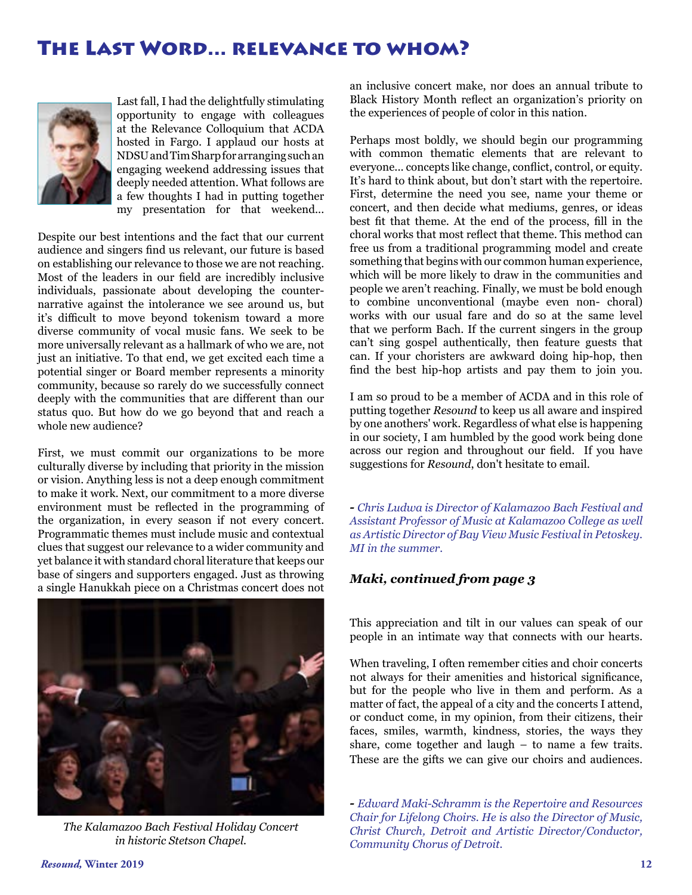# The Last Word... relevance to whom?

Last fall, I had the delightfully stimulating opportunity to engage with colleagues at the Relevance Colloquium that ACDA hosted in Fargo. I applaud our hosts at NDSU and Tim Sharp for arranging such an engaging weekend addressing issues that deeply needed attention. What follows are a few thoughts I had in putting together my presentation for that weekend...

Despite our best intentions and the fact that our current audience and singers find us relevant, our future is based on establishing our relevance to those we are not reaching. Most of the leaders in our field are incredibly inclusive individuals, passionate about developing the counter-narrative against the intolerance we see around us, but it's difficult to move beyond tokenism toward a more diverse community of vocal music fans. We seek to be more universally relevant as a hallmark of who we are, not just an initiative. To that end, we get excited each time a potential singer or Board member represents a minority community, because so rarely do we successfully connect deeply with the communities that are different than our status quo. But how do we go beyond that and reach a whole new audience?

First, we must commit our organizations to be more culturally diverse by including that priority in the mission or vision. Anything less is not a deep enough commitment to make it work. Next, our commitment to a more diverse environment must be reflected in the programming of the organization, in every season if not every concert. Programmatic themes must include music and contextual clues that suggest our relevance to a wider community and yet balance it with standard choral literature that keeps our base of singers and supporters engaged. Just as throwing a single Hanukkah piece on a Christmas concert does not an inclusive concert make, nor does an annual tribute to Black History Month reflect an organization's priority on the experiences of people of color in this nation.

*The Kalamazoo Bach Festival Holiday Concert in historic Stetson Chapel.*

Perhaps most boldly, we should begin our programming with common thematic elements that are relevant to everyone... concepts like change, conflict, control, or equity. It's hard to think about, but don't start with the repertoire. First, determine the need you see, name your theme or concert, and then decide what mediums, genres, or ideas best fit that theme. At the end of the process, fill in the choral works that most reflect that theme. This method can free us from a traditional programming model and create something that begins with our common human experience, which will be more likely to draw in the communities and people we aren't reaching. Finally, we must be bold enough to combine unconventional (maybe even non- choral) works with our usual fare and do so at the same level that we perform Bach. If the current singers in the group can't sing gospel authentically, then feature guests that can. If your choristers are awkward doing hip-hop, then find the best hip-hop artists and pay them to join you.

I am so proud to be a member of ACDA and in this role of putting together *Resound* to keep us all aware and inspired by one anothers' work. Regardless of what else is happening in our society, I am humbled by the good work being done across our region and throughout our field. If you have suggestions for *Resound*, don't hesitate to email.

*- Chris Ludwa is Director of Kalamazoo Bach Festival and Assistant Professor of Music at Kalamazoo College as well as Artistic Director of Bay View Music Festival in Petoskey. MI in the summer.*

### *Maki, continued from page 3*

This appreciation and tilt in our values can speak of our people in an intimate way that connects with our hearts.

When traveling, I often remember cities and choir concerts not always for their amenities and historical significance, but for the people who live in them and perform. As a matter of fact, the appeal of a city and the concerts I attend, or conduct come, in my opinion, from their citizens, their faces, smiles, warmth, kindness, stories, the ways they share, come together and laugh – to name a few traits. These are the gifts we can give our choirs and audiences.

*- Edward Maki-Schramm is the Repertoire and Resources Chair for Lifelong Choirs. He is also the Director of Music, Christ Church, Detroit and Artistic Director/Conductor, Community Chorus of Detroit.*